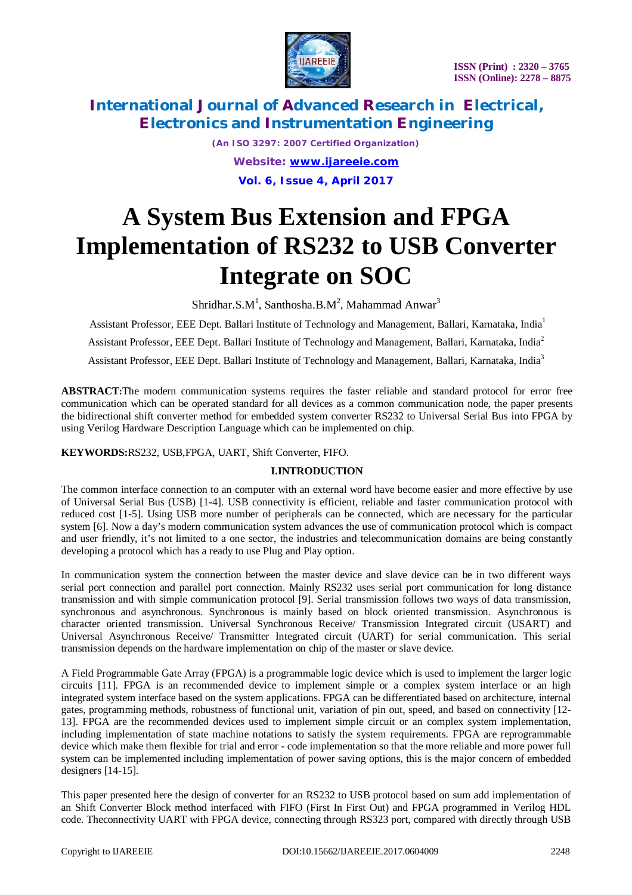# A System Bus Extension and FPGA Implementation of RS232 to USB Converter Integrate on SOC

Shridhar.S.M[1], Santhosha.B.M[2], Mahammad Anwar[3]

Assistant Professor, EEE Dept. Ballari Institute of Technology and Management, Ballari, Karnataka, India[1]

Assistant Professor, EEE Dept. Ballari Institute of Technology and Management, Ballari, Karnataka, India[2]

Assistant Professor, EEE Dept. Ballari Institute of Technology and Management, Ballari, Karnataka, India[3]

**ABSTRACT:**The modern communication systems requires the faster reliable and standard protocol for error free communication which can be operated standard for all devices as a common communication node, the paper presents the bidirectional shift converter method for embedded system converter RS232 to Universal Serial Bus into FPGA by using Verilog Hardware Description Language which can be implemented on chip.

**KEYWORDS:**RS232, USB,FPGA, UART, Shift Converter, FIFO.

## I.INTRODUCTION

The common interface connection to an computer with an external word have become easier and more effective by use of Universal Serial Bus (USB) [1-4]. USB connectivity is efficient, reliable and faster communication protocol with reduced cost [1-5]. Using USB more number of peripherals can be connected, which are necessary for the particular system [6]. Now a day's modern communication system advances the use of communication protocol which is compact and user friendly, it's not limited to a one sector, the industries and telecommunication domains are being constantly developing a protocol which has a ready to use Plug and Play option.

In communication system the connection between the master device and slave device can be in two different ways serial port connection and parallel port connection. Mainly RS232 uses serial port communication for long distance transmission and with simple communication protocol [9]. Serial transmission follows two ways of data transmission, synchronous and asynchronous. Synchronous is mainly based on block oriented transmission. Asynchronous is character oriented transmission. Universal Synchronous Receive/ Transmission Integrated circuit (USART) and Universal Asynchronous Receive/ Transmitter Integrated circuit (UART) for serial communication. This serial transmission depends on the hardware implementation on chip of the master or slave device.

A Field Programmable Gate Array (FPGA) is a programmable logic device which is used to implement the larger logic circuits [11]. FPGA is an recommended device to implement simple or a complex system interface or an high integrated system interface based on the system applications. FPGA can be differentiated based on architecture, internal gates, programming methods, robustness of functional unit, variation of pin out, speed, and based on connectivity [12-13]. FPGA are the recommended devices used to implement simple circuit or an complex system implementation, including implementation of state machine notations to satisfy the system requirements. FPGA are reprogrammable device which make them flexible for trial and error - code implementation so that the more reliable and more power full system can be implemented including implementation of power saving options, this is the major concern of embedded designers [14-15].

This paper presented here the design of converter for an RS232 to USB protocol based on sum add implementation of an Shift Converter Block method interfaced with FIFO (First In First Out) and FPGA programmed in Verilog HDL code. Theconnectivity UART with FPGA device, connecting through RS323 port, compared with directly through USB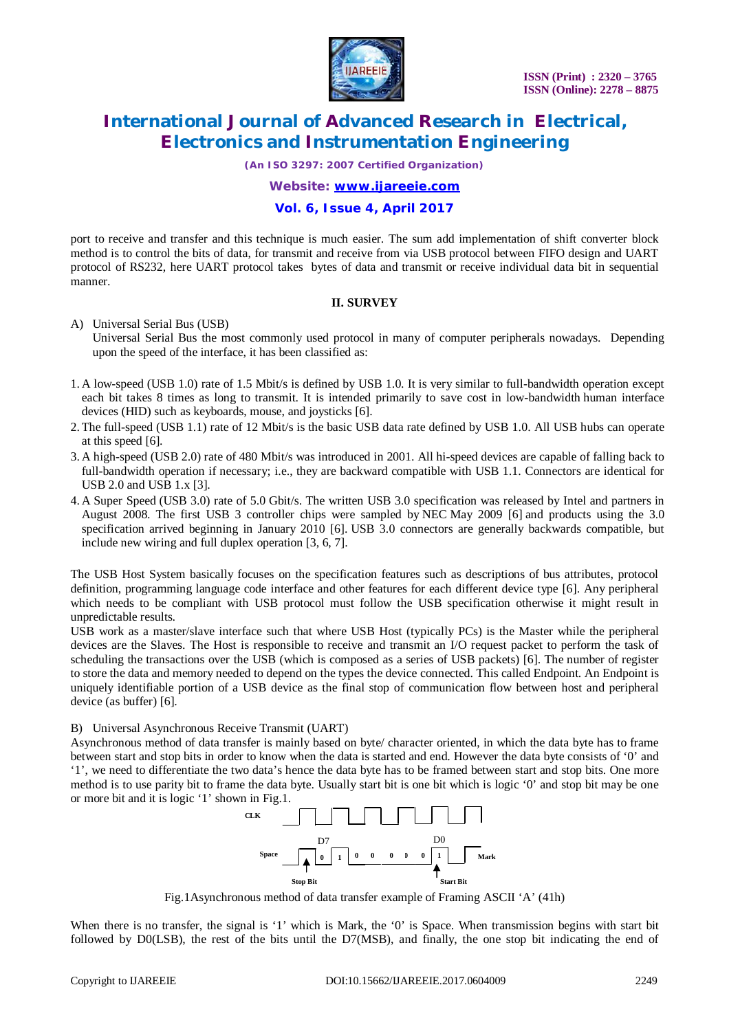port to receive and transfer and this technique is much easier. The sum add implementation of shift converter block method is to control the bits of data, for transmit and receive from via USB protocol between FIFO design and UART protocol of RS232, here UART protocol takes bytes of data and transmit or receive individual data bit in sequential manner.

## II. SURVEY

A) Universal Serial Bus (USB)

Universal Serial Bus the most commonly used protocol in many of computer peripherals nowadays. Depending upon the speed of the interface, it has been classified as:

1. A low-speed (USB 1.0) rate of 1.5 Mbit/s is defined by USB 1.0. It is very similar to full-bandwidth operation except each bit takes 8 times as long to transmit. It is intended primarily to save cost in low-bandwidth human interface devices (HID) such as keyboards, mouse, and joysticks [6].
2. The full-speed (USB 1.1) rate of 12 Mbit/s is the basic USB data rate defined by USB 1.0. All USB hubs can operate at this speed [6].
3. A high-speed (USB 2.0) rate of 480 Mbit/s was introduced in 2001. All hi-speed devices are capable of falling back to full-bandwidth operation if necessary; i.e., they are backward compatible with USB 1.1. Connectors are identical for USB 2.0 and USB 1.x [3].
4. A Super Speed (USB 3.0) rate of 5.0 Gbit/s. The written USB 3.0 specification was released by Intel and partners in August 2008. The first USB 3 controller chips were sampled by NEC May 2009 [6] and products using the 3.0 specification arrived beginning in January 2010 [6]. USB 3.0 connectors are generally backwards compatible, but include new wiring and full duplex operation [3, 6, 7].

The USB Host System basically focuses on the specification features such as descriptions of bus attributes, protocol definition, programming language code interface and other features for each different device type [6]. Any peripheral which needs to be compliant with USB protocol must follow the USB specification otherwise it might result in unpredictable results.

USB work as a master/slave interface such that where USB Host (typically PCs) is the Master while the peripheral devices are the Slaves. The Host is responsible to receive and transmit an I/O request packet to perform the task of scheduling the transactions over the USB (which is composed as a series of USB packets) [6]. The number of register to store the data and memory needed to depend on the types the device connected. This called Endpoint. An Endpoint is uniquely identifiable portion of a USB device as the final stop of communication flow between host and peripheral device (as buffer) [6].

B) Universal Asynchronous Receive Transmit (UART)

Asynchronous method of data transfer is mainly based on byte/ character oriented, in which the data byte has to frame between start and stop bits in order to know when the data is started and end. However the data byte consists of '0' and '1', we need to differentiate the two data's hence the data byte has to be framed between start and stop bits. One more method is to use parity bit to frame the data byte. Usually start bit is one bit which is logic '0' and stop bit may be one or more bit and it is logic '1' shown in Fig.1.

CLK

Space D7 0 1 0 0 0 0 0 1 D0 Mark

Stop Bit Start Bit

Fig.1Asynchronous method of data transfer example of Framing ASCII 'A' (41h)

When there is no transfer, the signal is '1' which is Mark, the '0' is Space. When transmission begins with start bit followed by D0(LSB), the rest of the bits until the D7(MSB), and finally, the one stop bit indicating the end of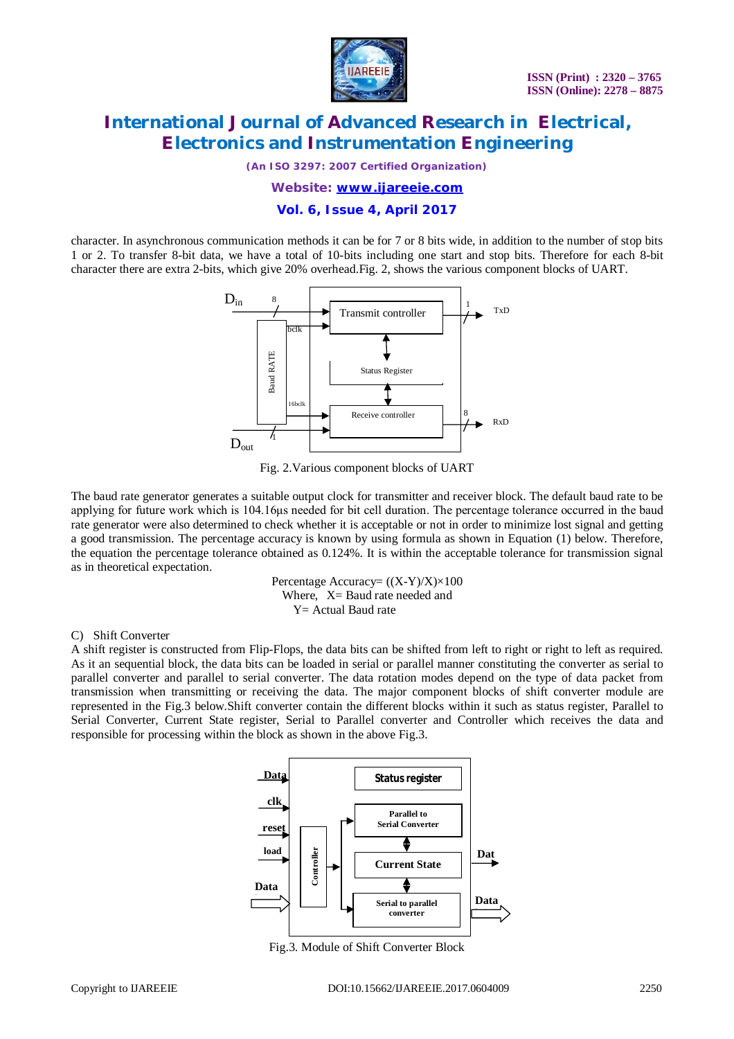character. In asynchronous communication methods it can be for 7 or 8 bits wide, in addition to the number of stop bits 1 or 2. To transfer 8-bit data, we have a total of 10-bits including one start and stop bits. Therefore for each 8-bit character there are extra 2-bits, which give 20% overhead.Fig. 2, shows the various component blocks of UART.

Fig. 2.Various component blocks of UART

The baud rate generator generates a suitable output clock for transmitter and receiver block. The default baud rate to be applying for future work which is 104.16μs needed for bit cell duration. The percentage tolerance occurred in the baud rate generator were also determined to check whether it is acceptable or not in order to minimize lost signal and getting a good transmission. The percentage accuracy is known by using formula as shown in Equation (1) below. Therefore, the equation the percentage tolerance obtained as 0.124%. It is within the acceptable tolerance for transmission signal as in theoretical expectation.

$$\text{Percentage Accuracy} = ((X-Y)/X)\times 100$$

Where, $X$ = Baud rate needed and

$Y$ = Actual Baud rate

C) Shift Converter

A shift register is constructed from Flip-Flops, the data bits can be shifted from left to right or right to left as required. As it an sequential block, the data bits can be loaded in serial or parallel manner constituting the converter as serial to parallel converter and parallel to serial converter. The data rotation modes depend on the type of data packet from transmission when transmitting or receiving the data. The major component blocks of shift converter module are represented in the Fig.3 below.Shift converter contain the different blocks within it such as status register, Parallel to Serial Converter, Current State register, Serial to Parallel converter and Controller which receives the data and responsible for processing within the block as shown in the above Fig.3.

Fig.3. Module of Shift Converter Block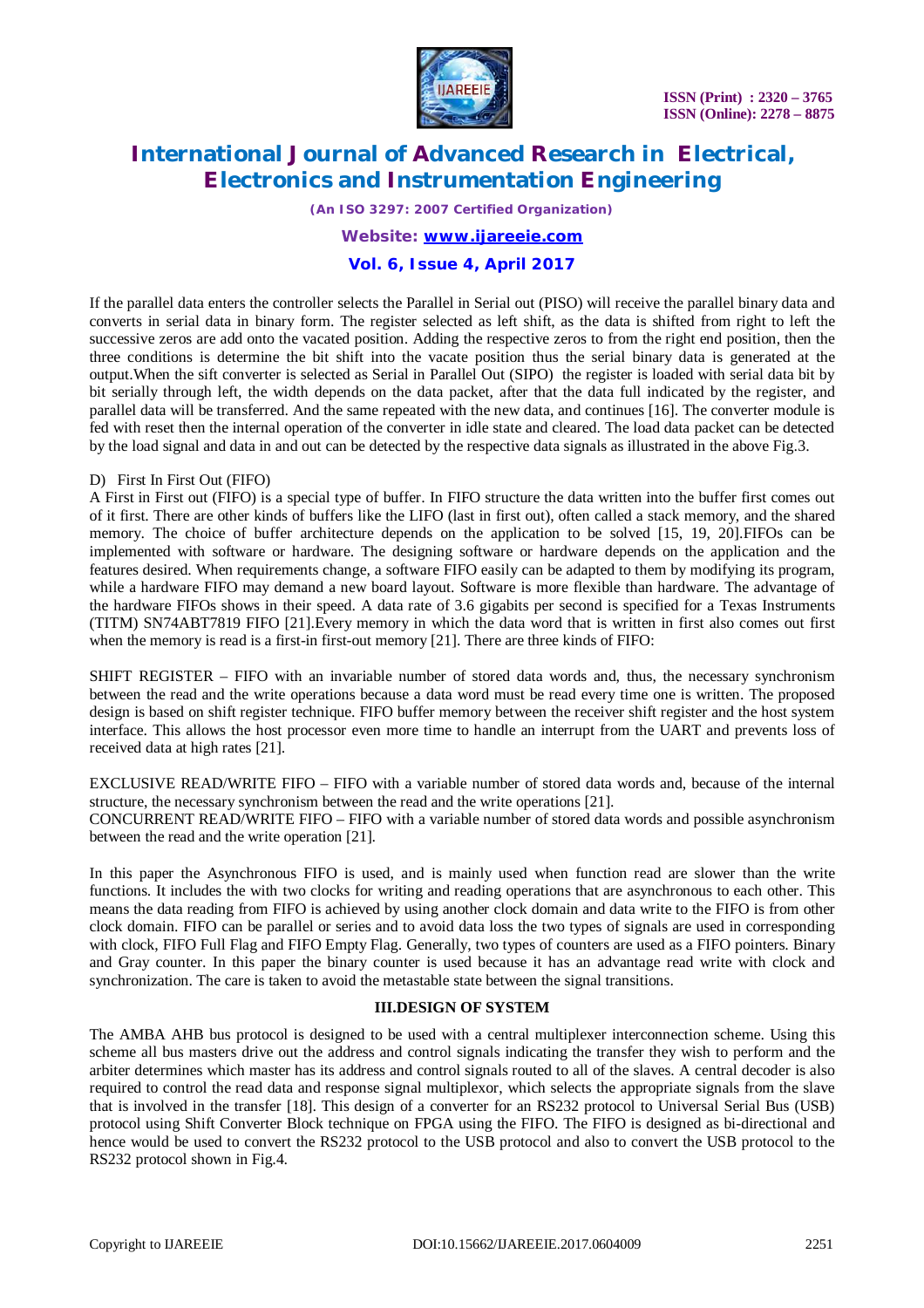If the parallel data enters the controller selects the Parallel in Serial out (PISO) will receive the parallel binary data and converts in serial data in binary form. The register selected as left shift, as the data is shifted from right to left the successive zeros are add onto the vacated position. Adding the respective zeros to from the right end position, then the three conditions is determine the bit shift into the vacate position thus the serial binary data is generated at the output.When the sift converter is selected as Serial in Parallel Out (SIPO) the register is loaded with serial data bit by bit serially through left, the width depends on the data packet, after that the data full indicated by the register, and parallel data will be transferred. And the same repeated with the new data, and continues [16]. The converter module is fed with reset then the internal operation of the converter in idle state and cleared. The load data packet can be detected by the load signal and data in and out can be detected by the respective data signals as illustrated in the above Fig.3.

D) First In First Out (FIFO)

A First in First out (FIFO) is a special type of buffer. In FIFO structure the data written into the buffer first comes out of it first. There are other kinds of buffers like the LIFO (last in first out), often called a stack memory, and the shared memory. The choice of buffer architecture depends on the application to be solved [15, 19, 20].FIFOs can be implemented with software or hardware. The designing software or hardware depends on the application and the features desired. When requirements change, a software FIFO easily can be adapted to them by modifying its program, while a hardware FIFO may demand a new board layout. Software is more flexible than hardware. The advantage of the hardware FIFOs shows in their speed. A data rate of 3.6 gigabits per second is specified for a Texas Instruments (TITM) SN74ABT7819 FIFO [21].Every memory in which the data word that is written in first also comes out first when the memory is read is a first-in first-out memory [21]. There are three kinds of FIFO:

SHIFT REGISTER – FIFO with an invariable number of stored data words and, thus, the necessary synchronism between the read and the write operations because a data word must be read every time one is written. The proposed design is based on shift register technique. FIFO buffer memory between the receiver shift register and the host system interface. This allows the host processor even more time to handle an interrupt from the UART and prevents loss of received data at high rates [21].

EXCLUSIVE READ/WRITE FIFO – FIFO with a variable number of stored data words and, because of the internal structure, the necessary synchronism between the read and the write operations [21].

CONCURRENT READ/WRITE FIFO – FIFO with a variable number of stored data words and possible asynchronism between the read and the write operation [21].

In this paper the Asynchronous FIFO is used, and is mainly used when function read are slower than the write functions. It includes the with two clocks for writing and reading operations that are asynchronous to each other. This means the data reading from FIFO is achieved by using another clock domain and data write to the FIFO is from other clock domain. FIFO can be parallel or series and to avoid data loss the two types of signals are used in corresponding with clock, FIFO Full Flag and FIFO Empty Flag. Generally, two types of counters are used as a FIFO pointers. Binary and Gray counter. In this paper the binary counter is used because it has an advantage read write with clock and synchronization. The care is taken to avoid the metastable state between the signal transitions.

## III.DESIGN OF SYSTEM

The AMBA AHB bus protocol is designed to be used with a central multiplexer interconnection scheme. Using this scheme all bus masters drive out the address and control signals indicating the transfer they wish to perform and the arbiter determines which master has its address and control signals routed to all of the slaves. A central decoder is also required to control the read data and response signal multiplexor, which selects the appropriate signals from the slave that is involved in the transfer [18]. This design of a converter for an RS232 protocol to Universal Serial Bus (USB) protocol using Shift Converter Block technique on FPGA using the FIFO. The FIFO is designed as bi-directional and hence would be used to convert the RS232 protocol to the USB protocol and also to convert the USB protocol to the RS232 protocol shown in Fig.4.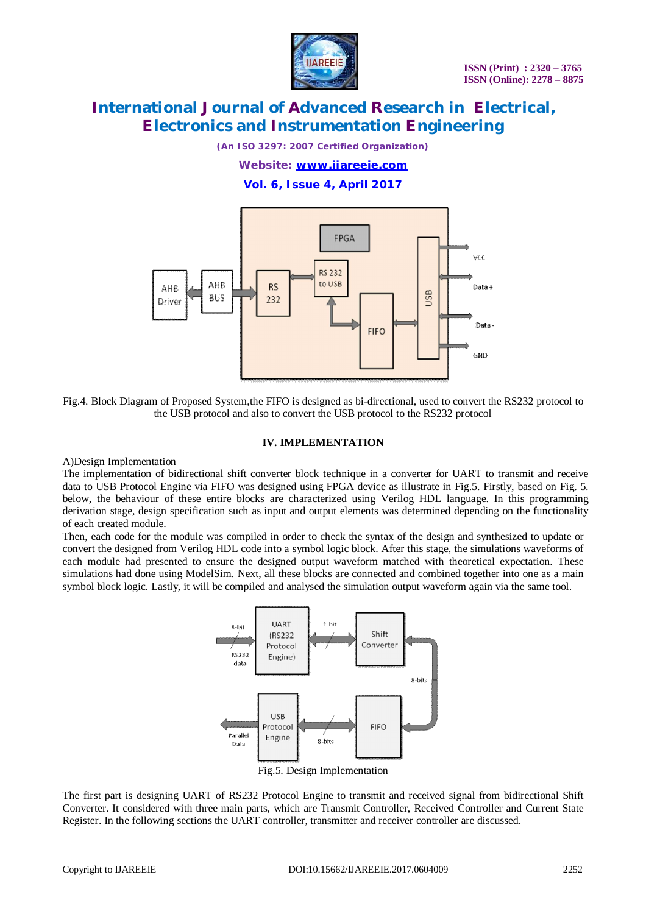Fig.4. Block Diagram of Proposed System,the FIFO is designed as bi-directional, used to convert the RS232 protocol to the USB protocol and also to convert the USB protocol to the RS232 protocol

## IV. IMPLEMENTATION

A)Design Implementation

The implementation of bidirectional shift converter block technique in a converter for UART to transmit and receive data to USB Protocol Engine via FIFO was designed using FPGA device as illustrate in Fig.5. Firstly, based on Fig. 5. below, the behaviour of these entire blocks are characterized using Verilog HDL language. In this programming derivation stage, design specification such as input and output elements was determined depending on the functionality of each created module.

Then, each code for the module was compiled in order to check the syntax of the design and synthesized to update or convert the designed from Verilog HDL code into a symbol logic block. After this stage, the simulations waveforms of each module had presented to ensure the designed output waveform matched with theoretical expectation. These simulations had done using ModelSim. Next, all these blocks are connected and combined together into one as a main symbol block logic. Lastly, it will be compiled and analysed the simulation output waveform again via the same tool.

Fig.5. Design Implementation

The first part is designing UART of RS232 Protocol Engine to transmit and received signal from bidirectional Shift Converter. It considered with three main parts, which are Transmit Controller, Received Controller and Current State Register. In the following sections the UART controller, transmitter and receiver controller are discussed.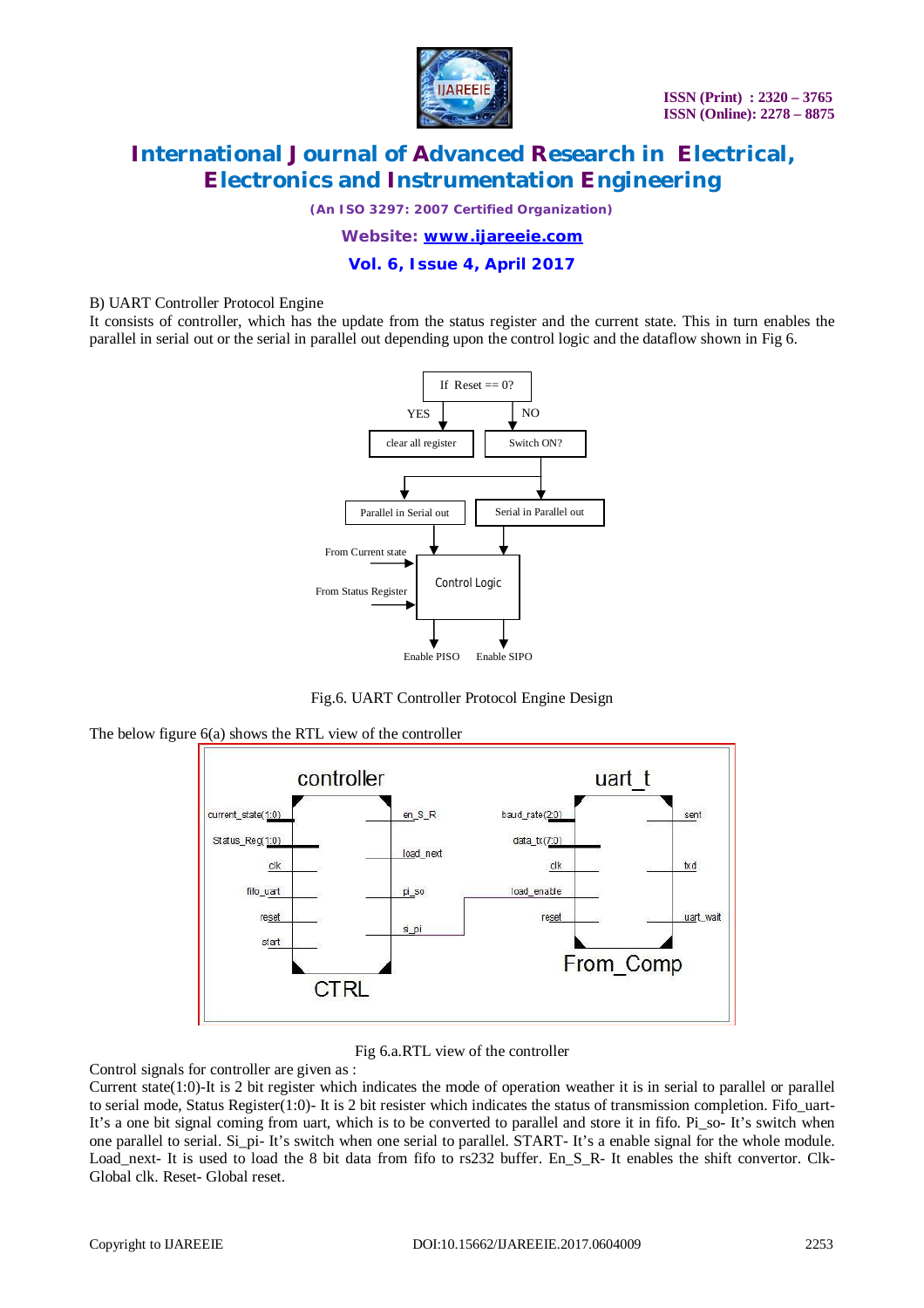B) UART Controller Protocol Engine

It consists of controller, which has the update from the status register and the current state. This in turn enables the parallel in serial out or the serial in parallel out depending upon the control logic and the dataflow shown in Fig 6.

Fig.6. UART Controller Protocol Engine Design

The below figure 6(a) shows the RTL view of the controller

Fig 6.a.RTL view of the controller

Control signals for controller are given as :

Current state(1:0)-It is 2 bit register which indicates the mode of operation weather it is in serial to parallel or parallel to serial mode, Status Register(1:0)- It is 2 bit resister which indicates the status of transmission completion. Fifo_uart- It's a one bit signal coming from uart, which is to be converted to parallel and store it in fifo. Pi_so- It's switch when one parallel to serial. Si_pi- It's switch when one serial to parallel. START- It's a enable signal for the whole module. Load_next- It is used to load the 8 bit data from fifo to rs232 buffer. En_S_R- It enables the shift convertor. Clk- Global clk. Reset- Global reset.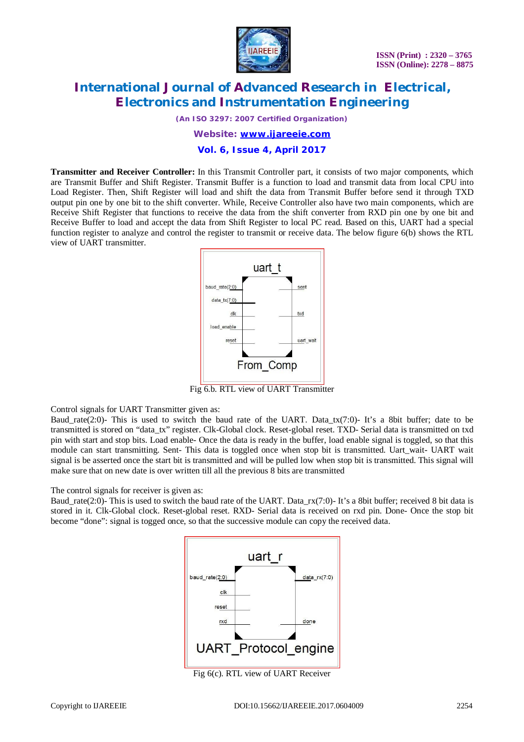**Transmitter and Receiver Controller:** In this Transmit Controller part, it consists of two major components, which are Transmit Buffer and Shift Register. Transmit Buffer is a function to load and transmit data from local CPU into Load Register. Then, Shift Register will load and shift the data from Transmit Buffer before send it through TXD output pin one by one bit to the shift converter. While, Receive Controller also have two main components, which are Receive Shift Register that functions to receive the data from the shift converter from RXD pin one by one bit and Receive Buffer to load and accept the data from Shift Register to local PC read. Based on this, UART had a special function register to analyze and control the register to transmit or receive data. The below figure 6(b) shows the RTL view of UART transmitter.

uart_t

baud_rate(2:0) | data_tx(7:0) | clk | load_enable | reset | sent | txd | uart_wait

From_Comp

Fig 6.b. RTL view of UART Transmitter

Control signals for UART Transmitter given as:

Baud_rate(2:0)- This is used to switch the baud rate of the UART. Data_tx(7:0)- It's a 8bit buffer; date to be transmitted is stored on "data_tx" register. Clk-Global clock. Reset-global reset. TXD- Serial data is transmitted on txd pin with start and stop bits. Load enable- Once the data is ready in the buffer, load enable signal is toggled, so that this module can start transmitting. Sent- This data is toggled once when stop bit is transmitted. Uart_wait- UART wait signal is be asserted once the start bit is transmitted and will be pulled low when stop bit is transmitted. This signal will make sure that on new date is over written till all the previous 8 bits are transmitted

The control signals for receiver is given as:

Baud_rate(2:0)- This is used to switch the baud rate of the UART. Data_rx(7:0)- It's a 8bit buffer; received 8 bit data is stored in it. Clk-Global clock. Reset-global reset. RXD- Serial data is received on rxd pin. Done- Once the stop bit become "done": signal is toged once, so that the successive module can copy the received data.

uart_r

baud_rate(2:0) | clk | reset | rxd | data_rx(7:0) | done

UART_Protocol_engine

Fig 6(c). RTL view of UART Receiver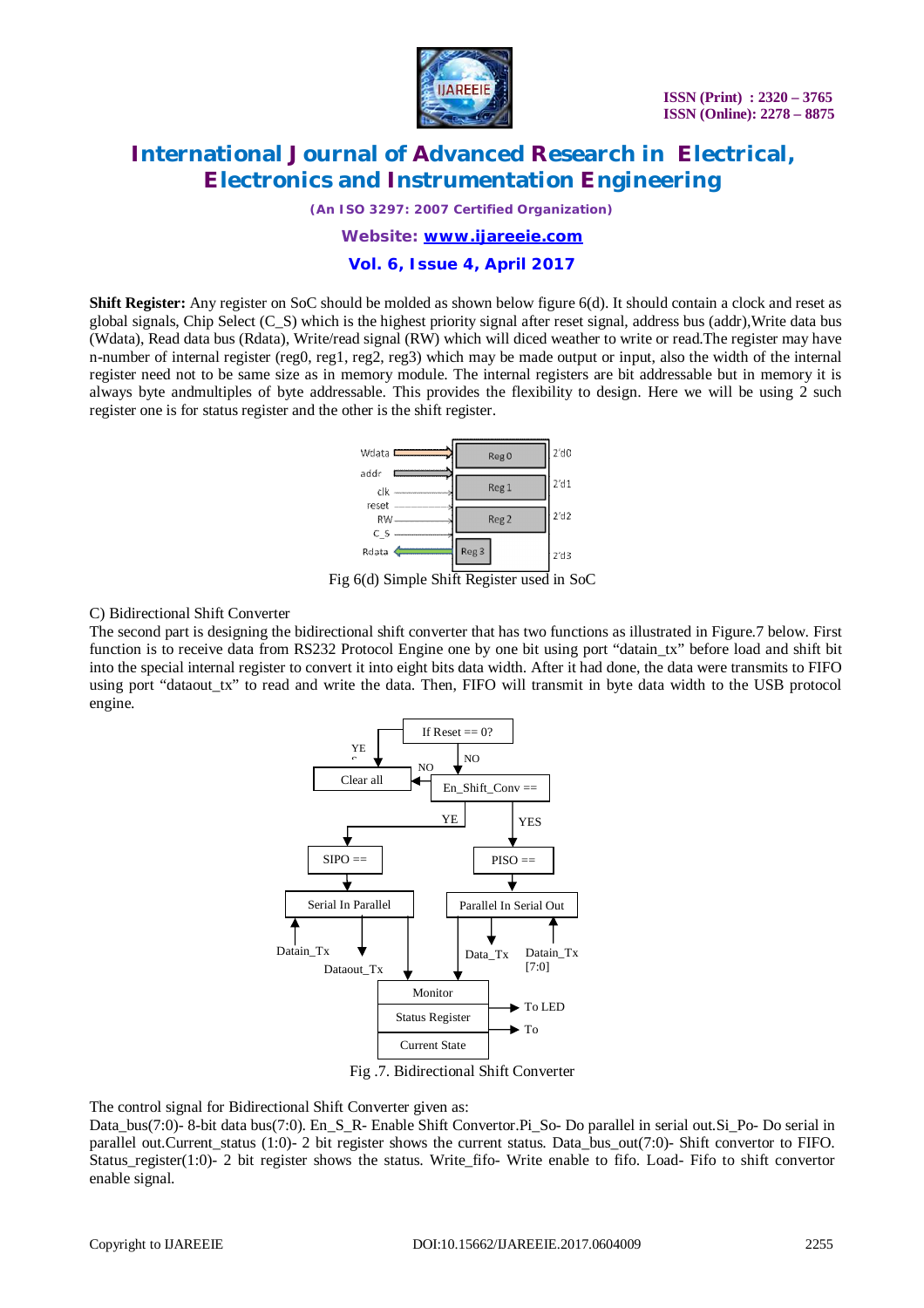**Shift Register:** Any register on SoC should be molded as shown below figure 6(d). It should contain a clock and reset as global signals, Chip Select (C_S) which is the highest priority signal after reset signal, address bus (addr),Write data bus (Wdata), Read data bus (Rdata), Write/read signal (RW) which will diced weather to write or read.The register may have n-number of internal register (reg0, reg1, reg2, reg3) which may be made output or input, also the width of the internal register need not to be same size as in memory module. The internal registers are bit addressable but in memory it is always byte andmultiples of byte addressable. This provides the flexibility to design. Here we will be using 2 such register one is for status register and the other is the shift register.

Fig 6(d) Simple Shift Register used in SoC

C) Bidirectional Shift Converter

The second part is designing the bidirectional shift converter that has two functions as illustrated in Figure.7 below. First function is to receive data from RS232 Protocol Engine one by one bit using port “datain_tx” before load and shift bit into the special internal register to convert it into eight bits data width. After it had done, the data were transmits to FIFO using port “dataout_tx” to read and write the data. Then, FIFO will transmit in byte data width to the USB protocol engine.

Fig .7. Bidirectional Shift Converter

The control signal for Bidirectional Shift Converter given as:

Data_bus(7:0)- 8-bit data bus(7:0). En_S_R- Enable Shift Convertor.Pi_So- Do parallel in serial out.Si_Po- Do serial in parallel out.Current_status (1:0)- 2 bit register shows the current status. Data_bus_out(7:0)- Shift convertor to FIFO. Status_register(1:0)- 2 bit register shows the status. Write_fifo- Write enable to fifo. Load- Fifo to shift convertor enable signal.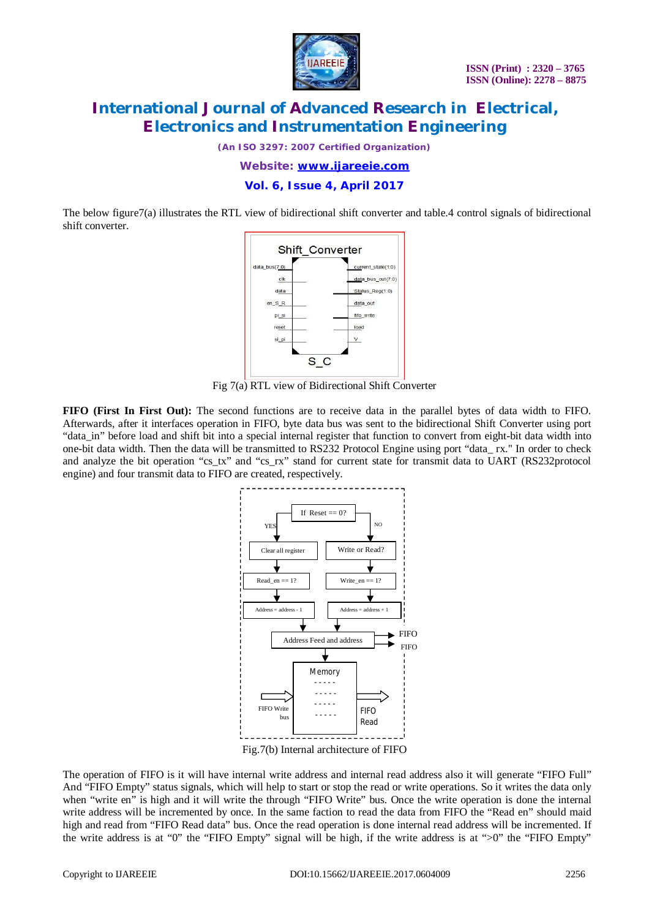The below figure7(a) illustrates the RTL view of bidirectional shift converter and table.4 control signals of bidirectional shift converter.

Fig 7(a) RTL view of Bidirectional Shift Converter

**FIFO (First In First Out):** The second functions are to receive data in the parallel bytes of data width to FIFO. Afterwards, after it interfaces operation in FIFO, byte data bus was sent to the bidirectional Shift Converter using port "data_in" before load and shift bit into a special internal register that function to convert from eight-bit data width into one-bit data width. Then the data will be transmitted to RS232 Protocol Engine using port "data_ rx." In order to check and analyze the bit operation "cs_tx" and "cs_rx" stand for current state for transmit data to UART (RS232protocol engine) and four transmit data to FIFO are created, respectively.

Fig.7(b) Internal architecture of FIFO

The operation of FIFO is it will have internal write address and internal read address also it will generate "FIFO Full" And "FIFO Empty" status signals, which will help to start or stop the read or write operations. So it writes the data only when "write en" is high and it will write the through "FIFO Write" bus. Once the write operation is done the internal write address will be incremented by once. In the same faction to read the data from FIFO the "Read en" should maid high and read from "FIFO Read data" bus. Once the read operation is done internal read address will be incremented. If the write address is at "0" the "FIFO Empty" signal will be high, if the write address is at ">0" the "FIFO Empty"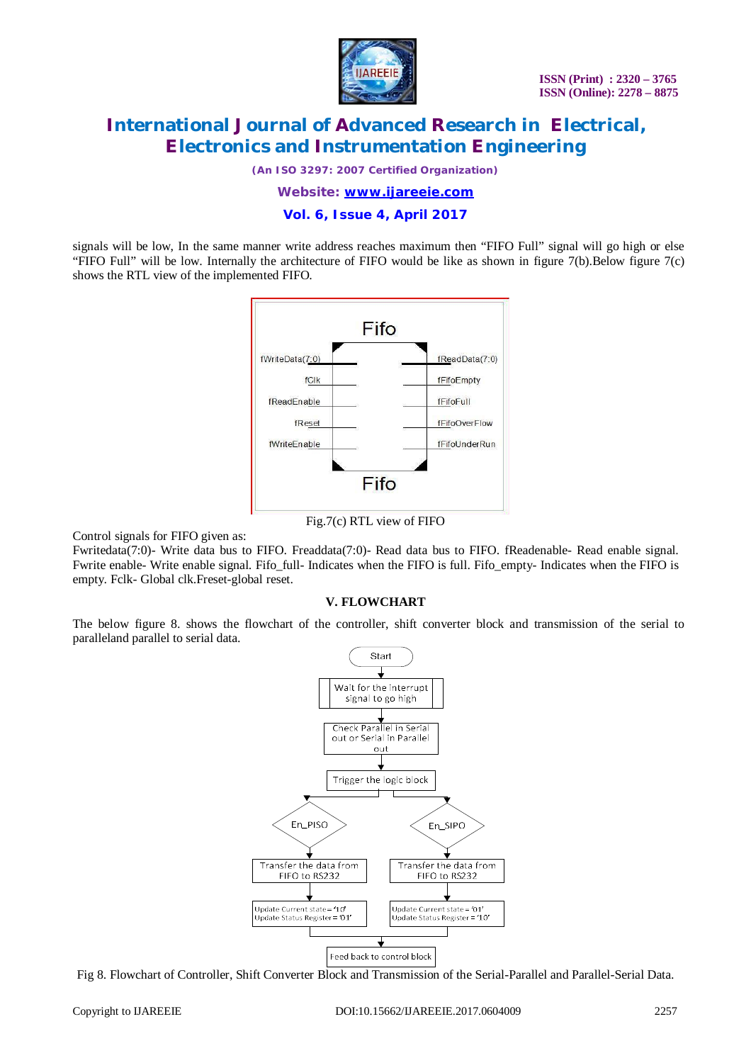signals will be low, In the same manner write address reaches maximum then "FIFO Full" signal will go high or else "FIFO Full" will be low. Internally the architecture of FIFO would be like as shown in figure 7(b).Below figure 7(c) shows the RTL view of the implemented FIFO.

Fig.7(c) RTL view of FIFO

Control signals for FIFO given as:

Fwritedata(7:0)- Write data bus to FIFO. Freaddata(7:0)- Read data bus to FIFO. fReadenable- Read enable signal. Fwrite enable- Write enable signal. Fifo_full- Indicates when the FIFO is full. Fifo_empty- Indicates when the FIFO is empty. Fclk- Global clk.Freset-global reset.

## V. FLOWCHART

The below figure 8. shows the flowchart of the controller, shift converter block and transmission of the serial to paralleland parallel to serial data.

Fig 8. Flowchart of Controller, Shift Converter Block and Transmission of the Serial-Parallel and Parallel-Serial Data.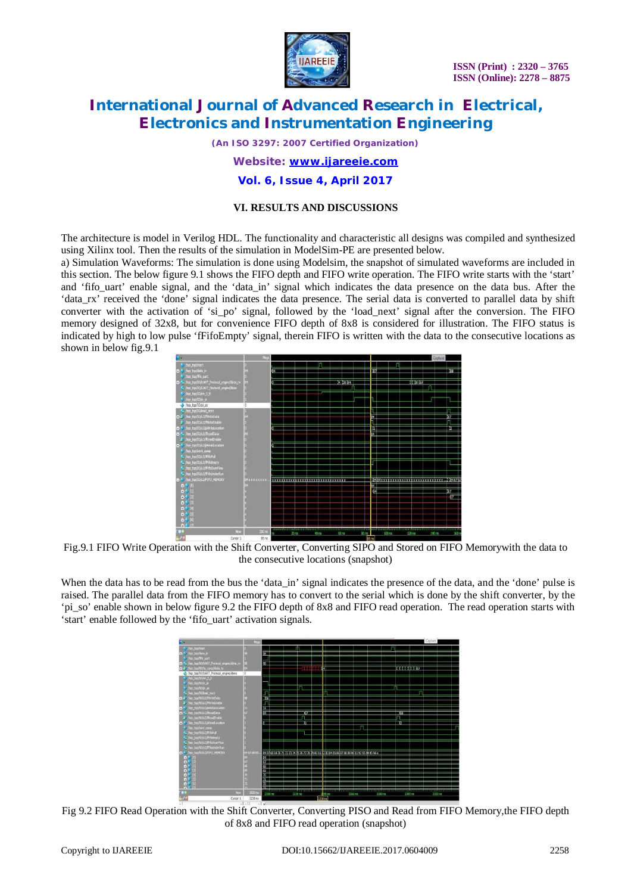## VI. RESULTS AND DISCUSSIONS

The architecture is model in Verilog HDL. The functionality and characteristic all designs was compiled and synthesized using Xilinx tool. Then the results of the simulation in ModelSim-PE are presented below.

a) Simulation Waveforms: The simulation is done using Modelsim, the snapshot of simulated waveforms are included in this section. The below figure 9.1 shows the FIFO depth and FIFO write operation. The FIFO write starts with the 'start' and 'fifo_uart' enable signal, and the 'data_in' signal which indicates the data presence on the data bus. After the 'data_rx' received the 'done' signal indicates the data presence. The serial data is converted to parallel data by shift converter with the activation of 'si_po' signal, followed by the 'load_next' signal after the conversion. The FIFO memory designed of 32x8, but for convenience FIFO depth of 8x8 is considered for illustration. The FIFO status is indicated by high to low pulse 'fFifoEmpty' signal, therein FIFO is written with the data to the consecutive locations as shown in below fig.9.1

Fig.9.1 FIFO Write Operation with the Shift Converter, Converting SIPO and Stored on FIFO Memorywith the data to the consecutive locations (snapshot)

When the data has to be read from the bus the 'data_in' signal indicates the presence of the data, and the 'done' pulse is raised. The parallel data from the FIFO memory has to convert to the serial which is done by the shift converter, by the 'pi_so' enable shown in below figure 9.2 the FIFO depth of 8x8 and FIFO read operation. The read operation starts with 'start' enable followed by the 'fifo_uart' activation signals.

Fig 9.2 FIFO Read Operation with the Shift Converter, Converting PISO and Read from FIFO Memory,the FIFO depth of 8x8 and FIFO read operation (snapshot)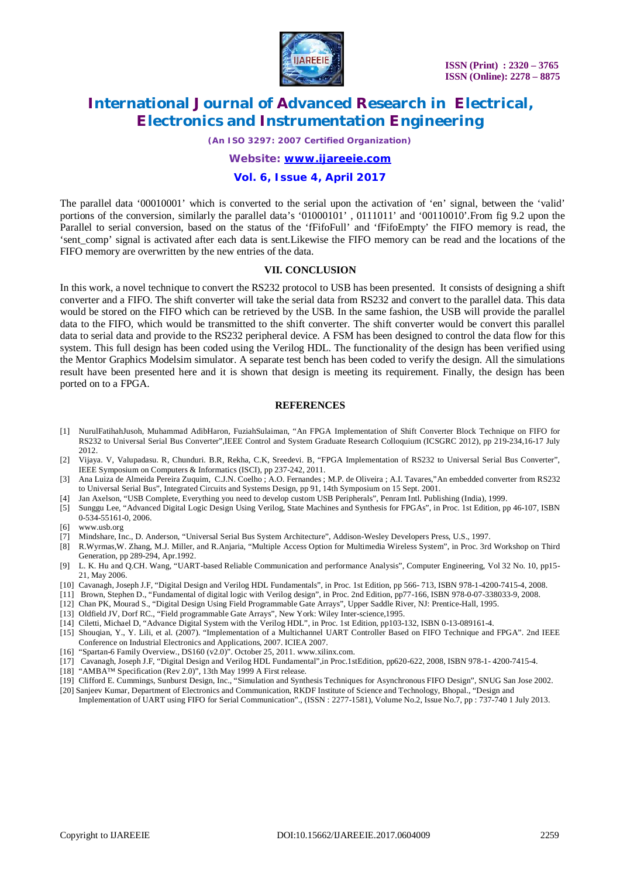The parallel data '00010001' which is converted to the serial upon the activation of 'en' signal, between the 'valid' portions of the conversion, similarly the parallel data's '01000101' , 0111011' and '00110010'.From fig 9.2 upon the Parallel to serial conversion, based on the status of the 'fFifoFull' and 'fFifoEmpty' the FIFO memory is read, the 'sent_comp' signal is activated after each data is sent.Likewise the FIFO memory can be read and the locations of the FIFO memory are overwritten by the new entries of the data.

## VII. CONCLUSION

In this work, a novel technique to convert the RS232 protocol to USB has been presented. It consists of designing a shift converter and a FIFO. The shift converter will take the serial data from RS232 and convert to the parallel data. This data would be stored on the FIFO which can be retrieved by the USB. In the same fashion, the USB will provide the parallel data to the FIFO, which would be transmitted to the shift converter. The shift converter would be convert this parallel data to serial data and provide to the RS232 peripheral device. A FSM has been designed to control the data flow for this system. This full design has been coded using the Verilog HDL. The functionality of the design has been verified using the Mentor Graphics Modelsim simulator. A separate test bench has been coded to verify the design. All the simulations result have been presented here and it is shown that design is meeting its requirement. Finally, the design has been ported on to a FPGA.

## REFERENCES

[1] NurulFatihahJusoh, Muhammad AdibHaron, FuziahSulaiman, "An FPGA Implementation of Shift Converter Block Technique on FIFO for RS232 to Universal Serial Bus Converter",IEEE Control and System Graduate Research Colloquium (ICSGRC 2012), pp 219-234,16-17 July 2012.

[2] Vijaya. V, Valupadasu. R, Chunduri. B.R, Rekha, C.K, Sreedevi. B, "FPGA Implementation of RS232 to Universal Serial Bus Converter", IEEE Symposium on Computers & Informatics (ISCI), pp 237-242, 2011.

[3] Ana Luiza de Almeida Pereira Zuquim, C.J.N. Coelho ; A.O. Fernandes ; M.P. de Oliveira ; A.I. Tavares,"An embedded converter from RS232 to Universal Serial Bus", Integrated Circuits and Systems Design, pp 91, 14th Symposium on 15 Sept. 2001.

[4] Jan Axelson, "USB Complete, Everything you need to develop custom USB Peripherals", Penram Intl. Publishing (India), 1999.

[5] Sunggu Lee, "Advanced Digital Logic Design Using Verilog, State Machines and Synthesis for FPGAs", in Proc. 1st Edition, pp 46-107, ISBN 0-534-55161-0, 2006.

[6] www.usb.org

[7] Mindshare, Inc., D. Anderson, "Universal Serial Bus System Architecture", Addison-Wesley Developers Press, U.S., 1997.

[8] R.Wyrmas,W. Zhang, M.J. Miller, and R.Anjaria, "Multiple Access Option for Multimedia Wireless System", in Proc. 3rd Workshop on Third Generation, pp 289-294, Apr.1992.

[9] L. K. Hu and Q.CH. Wang, "UART-based Reliable Communication and performance Analysis", Computer Engineering, Vol 32 No. 10, pp15-21, May 2006.

[10] Cavanagh, Joseph J.F, "Digital Design and Verilog HDL Fundamentals", in Proc. 1st Edition, pp 566- 713, ISBN 978-1-4200-7415-4, 2008.

[11] Brown, Stephen D., "Fundamental of digital logic with Verilog design", in Proc. 2nd Edition, pp77-166, ISBN 978-0-07-338033-9, 2008.

[12] Chan PK, Mourad S., "Digital Design Using Field Programmable Gate Arrays", Upper Saddle River, NJ: Prentice-Hall, 1995.

[13] Oldfield JV, Dorf RC., "Field programmable Gate Arrays", New York: Wiley Inter-science,1995.

[14] Ciletti, Michael D, "Advance Digital System with the Verilog HDL", in Proc. 1st Edition, pp103-132, ISBN 0-13-089161-4.

[15] Shouqian, Y., Y. Lili, et al. (2007). "Implementation of a Multichannel UART Controller Based on FIFO Technique and FPGA". 2nd IEEE Conference on Industrial Electronics and Applications, 2007. ICIEA 2007.

[16] "Spartan-6 Family Overview., DS160 (v2.0)". October 25, 2011. www.xilinx.com.

[17] Cavanagh, Joseph J.F, "Digital Design and Verilog HDL Fundamental",in Proc.1stEdition, pp620-622, 2008, ISBN 978-1- 4200-7415-4.

[18] "AMBA™ Specification (Rev 2.0)", 13th May 1999 A First release.

[19] Clifford E. Cummings, Sunburst Design, Inc., "Simulation and Synthesis Techniques for Asynchronous FIFO Design", SNUG San Jose 2002.

[20] Sanjeev Kumar, Department of Electronics and Communication, RKDF Institute of Science and Technology, Bhopal., "Design and Implementation of UART using FIFO for Serial Communication"., (ISSN : 2277-1581), Volume No.2, Issue No.7, pp : 737-740 1 July 2013.